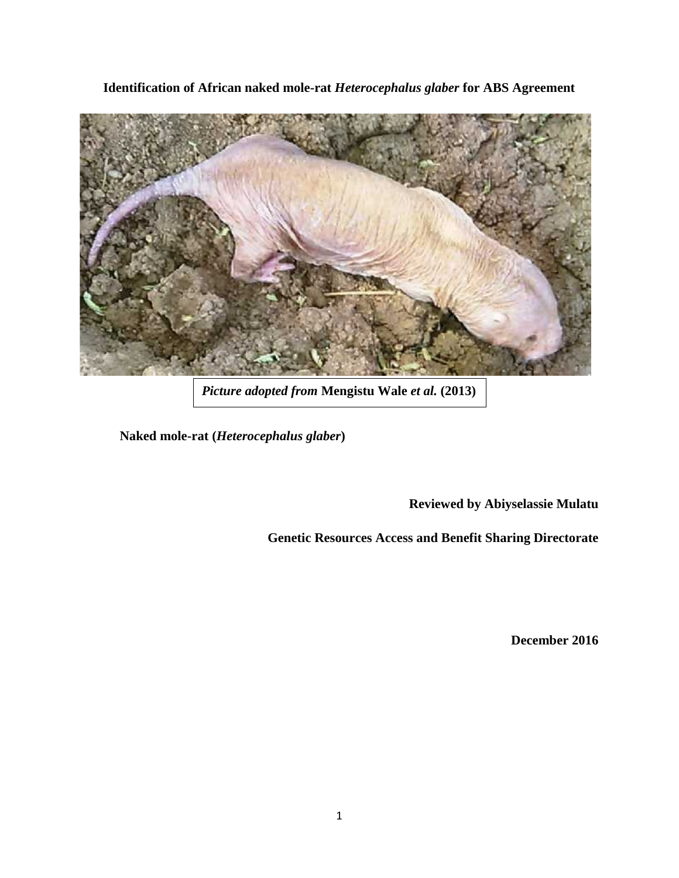# **Identification of African naked mole-rat *Heterocephalus glaber* for ABS Agreement**

***Picture adopted from* Mengistu Wale *et al.* (2013)**

**Naked mole-rat (*Heterocephalus glaber*)**

**Reviewed by Abiyselassie Mulatu**

**Genetic Resources Access and Benefit Sharing Directorate**

**December 2016**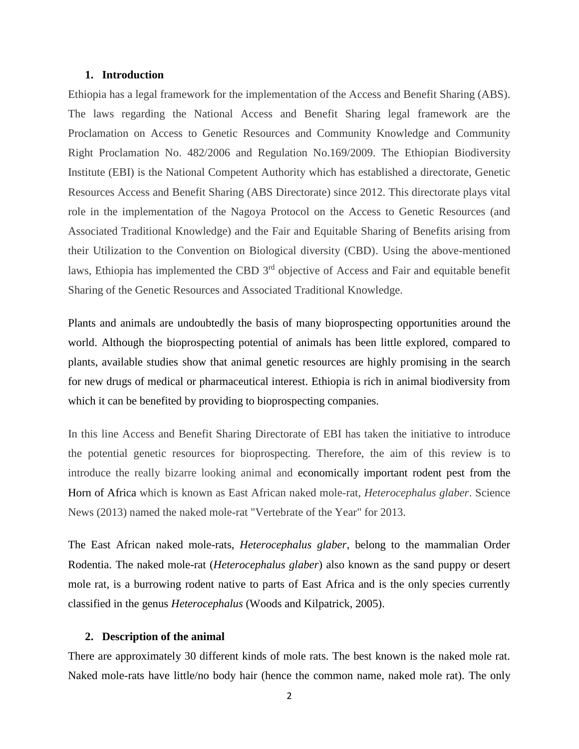## 1. Introduction

Ethiopia has a legal framework for the implementation of the Access and Benefit Sharing (ABS). The laws regarding the National Access and Benefit Sharing legal framework are the Proclamation on Access to Genetic Resources and Community Knowledge and Community Right Proclamation No. 482/2006 and Regulation No.169/2009. The Ethiopian Biodiversity Institute (EBI) is the National Competent Authority which has established a directorate, Genetic Resources Access and Benefit Sharing (ABS Directorate) since 2012. This directorate plays vital role in the implementation of the Nagoya Protocol on the Access to Genetic Resources (and Associated Traditional Knowledge) and the Fair and Equitable Sharing of Benefits arising from their Utilization to the Convention on Biological diversity (CBD). Using the above-mentioned laws, Ethiopia has implemented the CBD 3rd objective of Access and Fair and equitable benefit Sharing of the Genetic Resources and Associated Traditional Knowledge.

Plants and animals are undoubtedly the basis of many bioprospecting opportunities around the world. Although the bioprospecting potential of animals has been little explored, compared to plants, available studies show that animal genetic resources are highly promising in the search for new drugs of medical or pharmaceutical interest. Ethiopia is rich in animal biodiversity from which it can be benefited by providing to bioprospecting companies.

In this line Access and Benefit Sharing Directorate of EBI has taken the initiative to introduce the potential genetic resources for bioprospecting. Therefore, the aim of this review is to introduce the really bizarre looking animal and economically important rodent pest from the Horn of Africa which is known as East African naked mole-rat, *Heterocephalus glaber*. Science News (2013) named the naked mole-rat "Vertebrate of the Year" for 2013.

The East African naked mole-rats, *Heterocephalus glaber*, belong to the mammalian Order Rodentia. The naked mole-rat (*Heterocephalus glaber*) also known as the sand puppy or desert mole rat, is a burrowing rodent native to parts of East Africa and is the only species currently classified in the genus *Heterocephalus* (Woods and Kilpatrick, 2005).

## 2. Description of the animal

There are approximately 30 different kinds of mole rats. The best known is the naked mole rat. Naked mole-rats have little/no body hair (hence the common name, naked mole rat). The only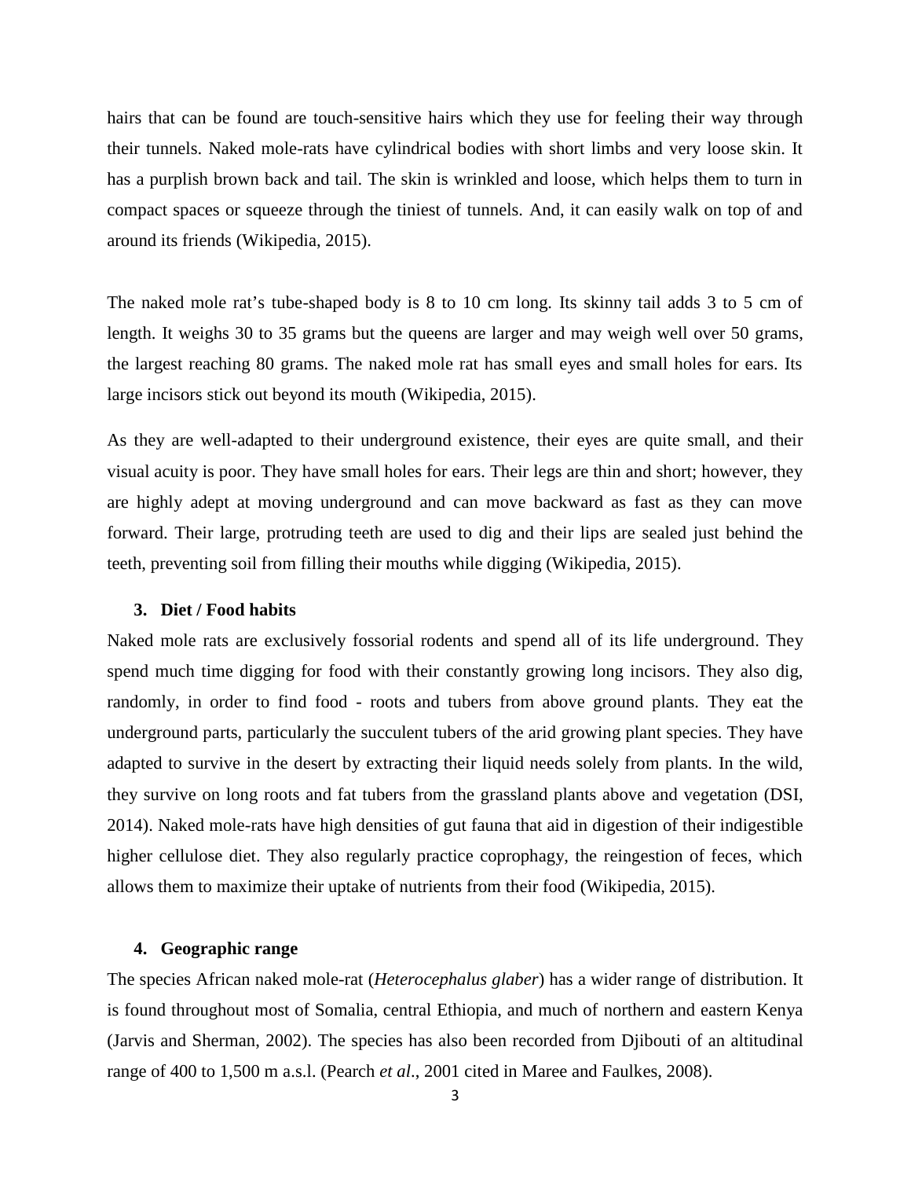hairs that can be found are touch-sensitive hairs which they use for feeling their way through their tunnels. Naked mole-rats have cylindrical bodies with short limbs and very loose skin. It has a purplish brown back and tail. The skin is wrinkled and loose, which helps them to turn in compact spaces or squeeze through the tiniest of tunnels. And, it can easily walk on top of and around its friends (Wikipedia, 2015).

The naked mole rat's tube-shaped body is 8 to 10 cm long. Its skinny tail adds 3 to 5 cm of length. It weighs 30 to 35 grams but the queens are larger and may weigh well over 50 grams, the largest reaching 80 grams. The naked mole rat has small eyes and small holes for ears. Its large incisors stick out beyond its mouth (Wikipedia, 2015).

As they are well-adapted to their underground existence, their eyes are quite small, and their visual acuity is poor. They have small holes for ears. Their legs are thin and short; however, they are highly adept at moving underground and can move backward as fast as they can move forward. Their large, protruding teeth are used to dig and their lips are sealed just behind the teeth, preventing soil from filling their mouths while digging (Wikipedia, 2015).

## 3. Diet / Food habits

Naked mole rats are exclusively fossorial rodents and spend all of its life underground. They spend much time digging for food with their constantly growing long incisors. They also dig, randomly, in order to find food - roots and tubers from above ground plants. They eat the underground parts, particularly the succulent tubers of the arid growing plant species. They have adapted to survive in the desert by extracting their liquid needs solely from plants. In the wild, they survive on long roots and fat tubers from the grassland plants above and vegetation (DSI, 2014). Naked mole-rats have high densities of gut fauna that aid in digestion of their indigestible higher cellulose diet. They also regularly practice coprophagy, the reingestion of feces, which allows them to maximize their uptake of nutrients from their food (Wikipedia, 2015).

## 4. Geographic range

The species African naked mole-rat (*Heterocephalus glaber*) has a wider range of distribution. It is found throughout most of Somalia, central Ethiopia, and much of northern and eastern Kenya (Jarvis and Sherman, 2002). The species has also been recorded from Djibouti of an altitudinal range of 400 to 1,500 m a.s.l. (Pearch *et al*., 2001 cited in Maree and Faulkes, 2008).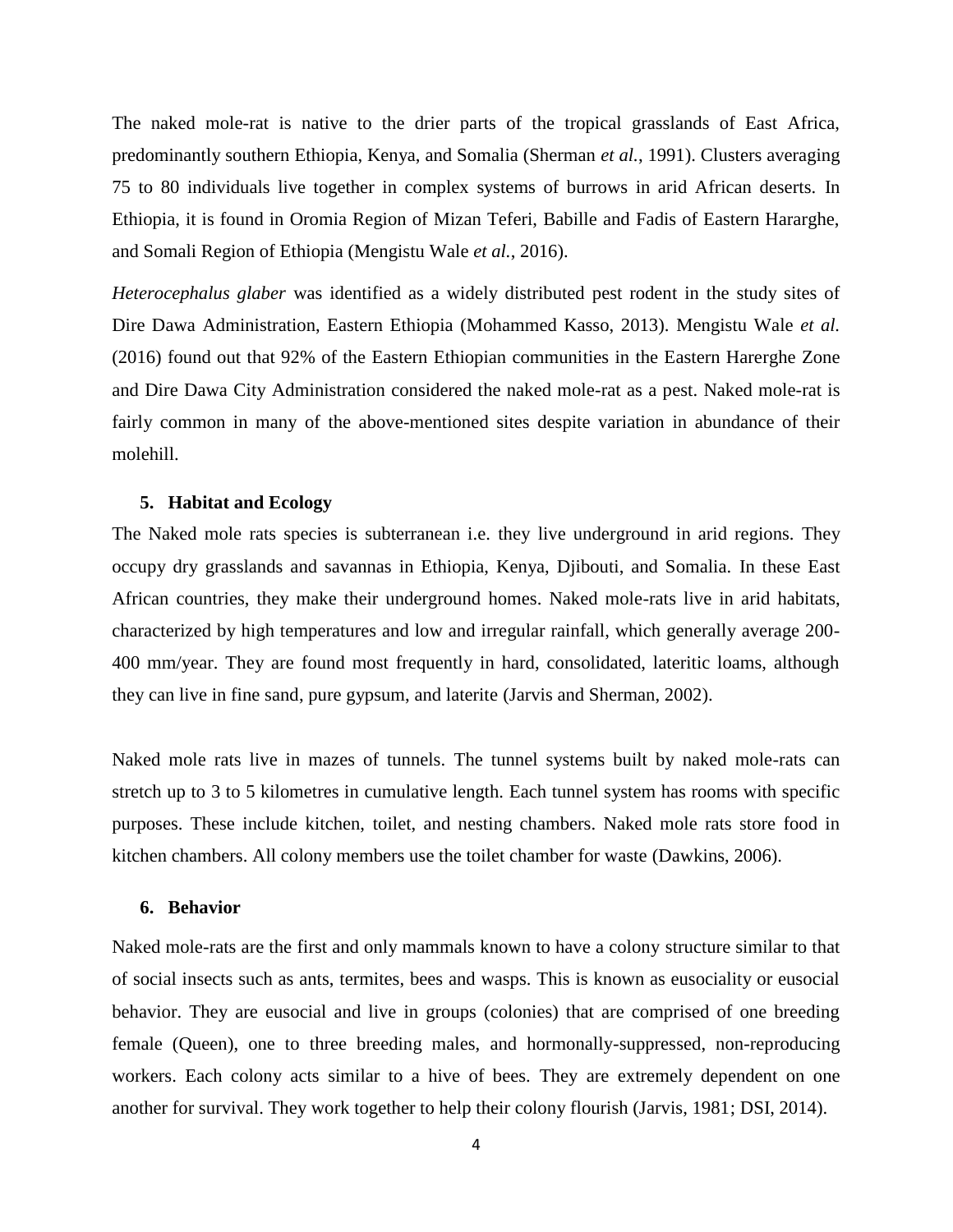The naked mole-rat is native to the drier parts of the tropical grasslands of East Africa, predominantly southern Ethiopia, Kenya, and Somalia (Sherman *et al.*, 1991). Clusters averaging 75 to 80 individuals live together in complex systems of burrows in arid African deserts. In Ethiopia, it is found in Oromia Region of Mizan Teferi, Babille and Fadis of Eastern Hararghe, and Somali Region of Ethiopia (Mengistu Wale *et al.*, 2016).

*Heterocephalus glaber* was identified as a widely distributed pest rodent in the study sites of Dire Dawa Administration, Eastern Ethiopia (Mohammed Kasso, 2013). Mengistu Wale *et al.* (2016) found out that 92% of the Eastern Ethiopian communities in the Eastern Harerghe Zone and Dire Dawa City Administration considered the naked mole-rat as a pest. Naked mole-rat is fairly common in many of the above-mentioned sites despite variation in abundance of their molehill.

## 5. Habitat and Ecology

The Naked mole rats species is subterranean i.e. they live underground in arid regions. They occupy dry grasslands and savannas in Ethiopia, Kenya, Djibouti, and Somalia. In these East African countries, they make their underground homes. Naked mole-rats live in arid habitats, characterized by high temperatures and low and irregular rainfall, which generally average 200-400 mm/year. They are found most frequently in hard, consolidated, lateritic loams, although they can live in fine sand, pure gypsum, and laterite (Jarvis and Sherman, 2002).

Naked mole rats live in mazes of tunnels. The tunnel systems built by naked mole-rats can stretch up to 3 to 5 kilometres in cumulative length. Each tunnel system has rooms with specific purposes. These include kitchen, toilet, and nesting chambers. Naked mole rats store food in kitchen chambers. All colony members use the toilet chamber for waste (Dawkins, 2006).

## 6. Behavior

Naked mole-rats are the first and only mammals known to have a colony structure similar to that of social insects such as ants, termites, bees and wasps. This is known as eusociality or eusocial behavior. They are eusocial and live in groups (colonies) that are comprised of one breeding female (Queen), one to three breeding males, and hormonally-suppressed, non-reproducing workers. Each colony acts similar to a hive of bees. They are extremely dependent on one another for survival. They work together to help their colony flourish (Jarvis, 1981; DSI, 2014).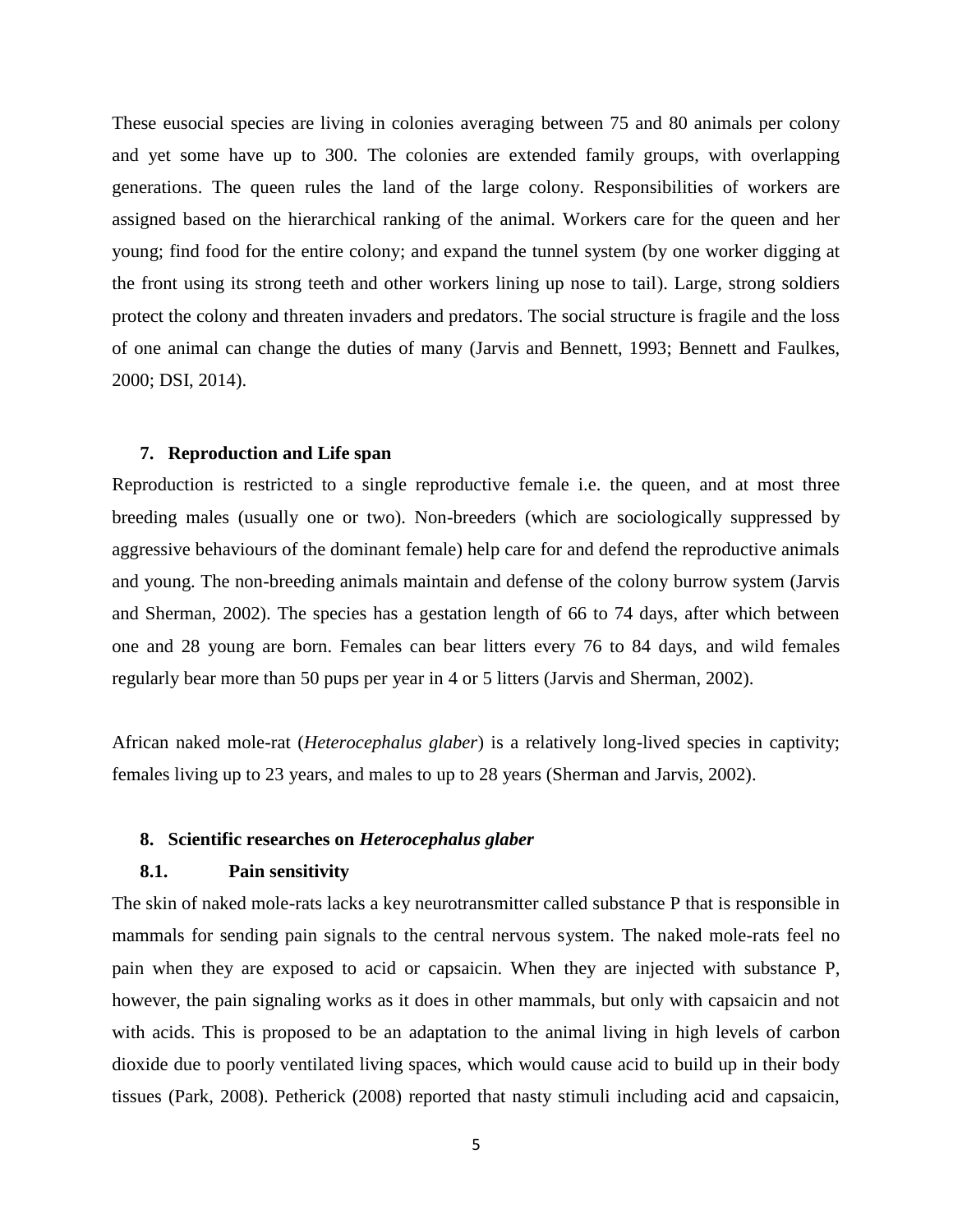These eusocial species are living in colonies averaging between 75 and 80 animals per colony and yet some have up to 300. The colonies are extended family groups, with overlapping generations. The queen rules the land of the large colony. Responsibilities of workers are assigned based on the hierarchical ranking of the animal. Workers care for the queen and her young; find food for the entire colony; and expand the tunnel system (by one worker digging at the front using its strong teeth and other workers lining up nose to tail). Large, strong soldiers protect the colony and threaten invaders and predators. The social structure is fragile and the loss of one animal can change the duties of many (Jarvis and Bennett, 1993; Bennett and Faulkes, 2000; DSI, 2014).

### 7. Reproduction and Life span

Reproduction is restricted to a single reproductive female i.e. the queen, and at most three breeding males (usually one or two). Non-breeders (which are sociologically suppressed by aggressive behaviours of the dominant female) help care for and defend the reproductive animals and young. The non-breeding animals maintain and defense of the colony burrow system (Jarvis and Sherman, 2002). The species has a gestation length of 66 to 74 days, after which between one and 28 young are born. Females can bear litters every 76 to 84 days, and wild females regularly bear more than 50 pups per year in 4 or 5 litters (Jarvis and Sherman, 2002).

African naked mole-rat (*Heterocephalus glaber*) is a relatively long-lived species in captivity; females living up to 23 years, and males to up to 28 years (Sherman and Jarvis, 2002).

### 8. Scientific researches on *Heterocephalus glaber*

#### 8.1. Pain sensitivity

The skin of naked mole-rats lacks a key neurotransmitter called substance P that is responsible in mammals for sending pain signals to the central nervous system. The naked mole-rats feel no pain when they are exposed to acid or capsaicin. When they are injected with substance P, however, the pain signaling works as it does in other mammals, but only with capsaicin and not with acids. This is proposed to be an adaptation to the animal living in high levels of carbon dioxide due to poorly ventilated living spaces, which would cause acid to build up in their body tissues (Park, 2008). Petherick (2008) reported that nasty stimuli including acid and capsaicin,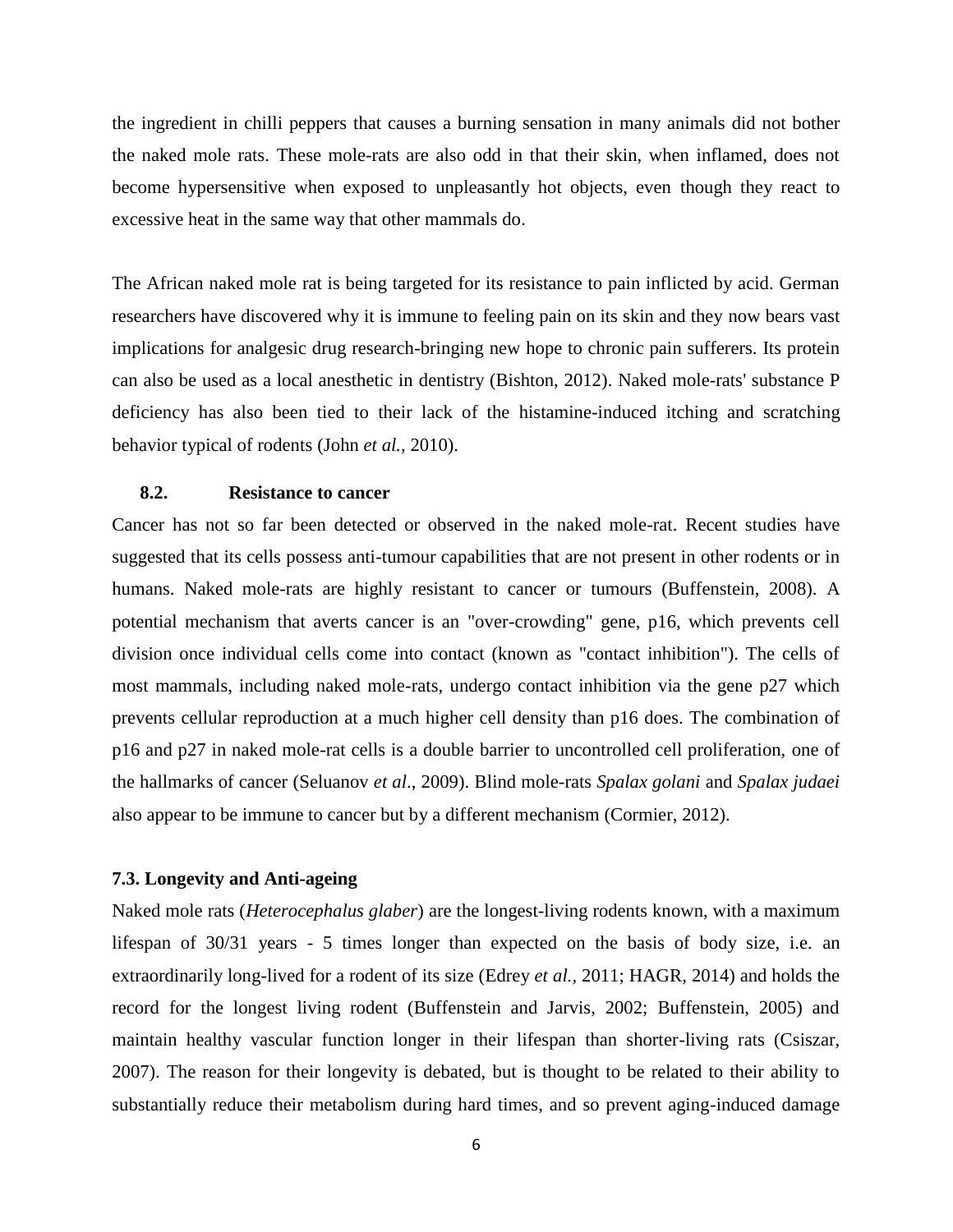the ingredient in chilli peppers that causes a burning sensation in many animals did not bother the naked mole rats. These mole-rats are also odd in that their skin, when inflamed, does not become hypersensitive when exposed to unpleasantly hot objects, even though they react to excessive heat in the same way that other mammals do.

The African naked mole rat is being targeted for its resistance to pain inflicted by acid. German researchers have discovered why it is immune to feeling pain on its skin and they now bears vast implications for analgesic drug research-bringing new hope to chronic pain sufferers. Its protein can also be used as a local anesthetic in dentistry (Bishton, 2012). Naked mole-rats' substance P deficiency has also been tied to their lack of the histamine-induced itching and scratching behavior typical of rodents (John *et al.*, 2010).

### 8.2. Resistance to cancer

Cancer has not so far been detected or observed in the naked mole-rat. Recent studies have suggested that its cells possess anti-tumour capabilities that are not present in other rodents or in humans. Naked mole-rats are highly resistant to cancer or tumours (Buffenstein, 2008). A potential mechanism that averts cancer is an "over-crowding" gene, p16, which prevents cell division once individual cells come into contact (known as "contact inhibition"). The cells of most mammals, including naked mole-rats, undergo contact inhibition via the gene p27 which prevents cellular reproduction at a much higher cell density than p16 does. The combination of p16 and p27 in naked mole-rat cells is a double barrier to uncontrolled cell proliferation, one of the hallmarks of cancer (Seluanov *et al*., 2009). Blind mole-rats *Spalax golani* and *Spalax judaei* also appear to be immune to cancer but by a different mechanism (Cormier, 2012).

### 7.3. Longevity and Anti-ageing

Naked mole rats (*Heterocephalus glaber*) are the longest-living rodents known, with a maximum lifespan of 30/31 years - 5 times longer than expected on the basis of body size, i.e. an extraordinarily long-lived for a rodent of its size (Edrey *et al.*, 2011; HAGR, 2014) and holds the record for the longest living rodent (Buffenstein and Jarvis, 2002; Buffenstein, 2005) and maintain healthy vascular function longer in their lifespan than shorter-living rats (Csiszar, 2007). The reason for their longevity is debated, but is thought to be related to their ability to substantially reduce their metabolism during hard times, and so prevent aging-induced damage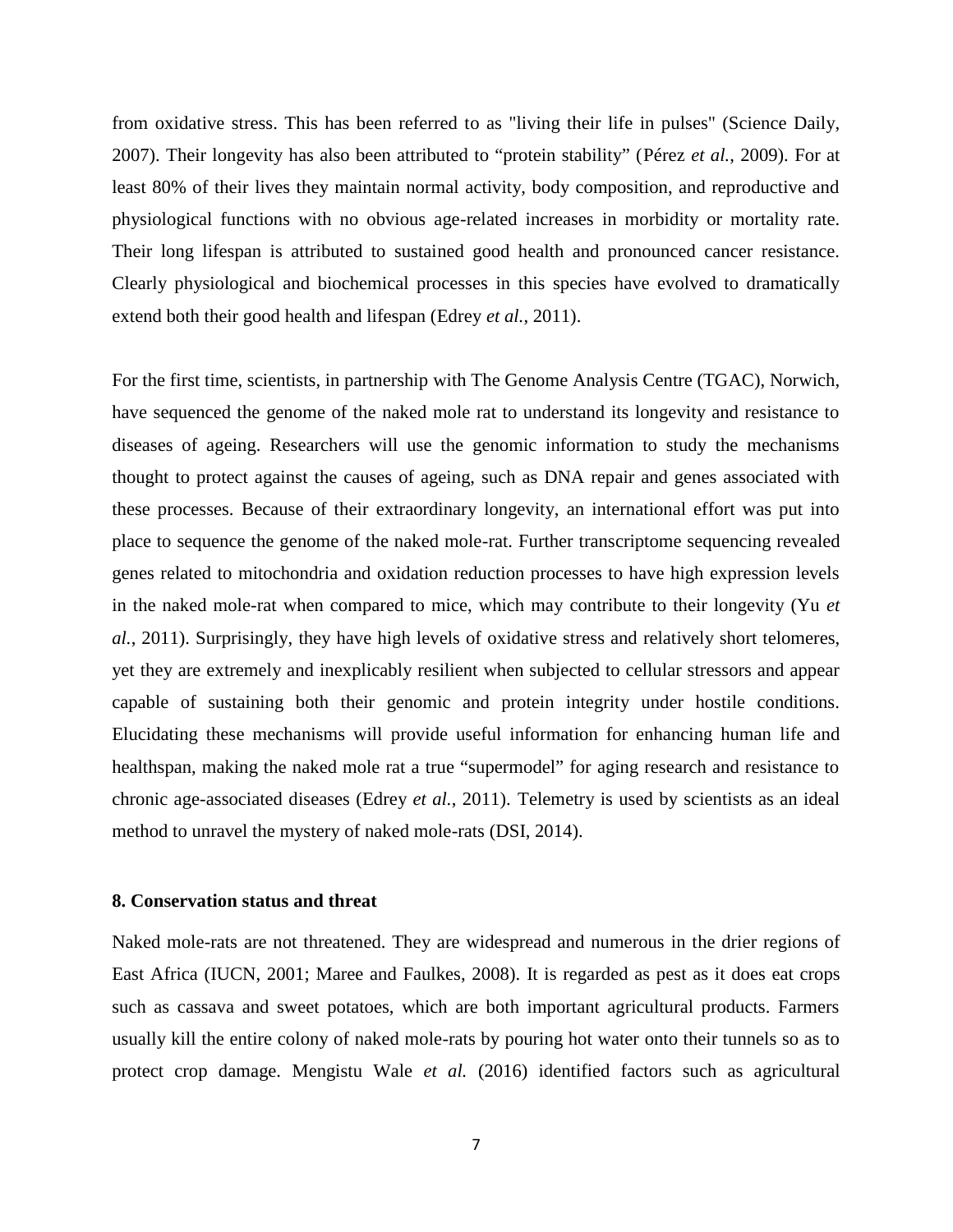from oxidative stress. This has been referred to as "living their life in pulses" (Science Daily, 2007). Their longevity has also been attributed to “protein stability” (Pérez *et al.*, 2009). For at least 80% of their lives they maintain normal activity, body composition, and reproductive and physiological functions with no obvious age-related increases in morbidity or mortality rate. Their long lifespan is attributed to sustained good health and pronounced cancer resistance. Clearly physiological and biochemical processes in this species have evolved to dramatically extend both their good health and lifespan (Edrey *et al.*, 2011).

For the first time, scientists, in partnership with The Genome Analysis Centre (TGAC), Norwich, have sequenced the genome of the naked mole rat to understand its longevity and resistance to diseases of ageing. Researchers will use the genomic information to study the mechanisms thought to protect against the causes of ageing, such as DNA repair and genes associated with these processes. Because of their extraordinary longevity, an international effort was put into place to sequence the genome of the naked mole-rat. Further transcriptome sequencing revealed genes related to mitochondria and oxidation reduction processes to have high expression levels in the naked mole-rat when compared to mice, which may contribute to their longevity (Yu *et al.*, 2011). Surprisingly, they have high levels of oxidative stress and relatively short telomeres, yet they are extremely and inexplicably resilient when subjected to cellular stressors and appear capable of sustaining both their genomic and protein integrity under hostile conditions. Elucidating these mechanisms will provide useful information for enhancing human life and healthspan, making the naked mole rat a true “supermodel” for aging research and resistance to chronic age-associated diseases (Edrey *et al.*, 2011). Telemetry is used by scientists as an ideal method to unravel the mystery of naked mole-rats (DSI, 2014).

## 8. Conservation status and threat

Naked mole-rats are not threatened. They are widespread and numerous in the drier regions of East Africa (IUCN, 2001; Maree and Faulkes, 2008). It is regarded as pest as it does eat crops such as cassava and sweet potatoes, which are both important agricultural products. Farmers usually kill the entire colony of naked mole-rats by pouring hot water onto their tunnels so as to protect crop damage. Mengistu Wale *et al.* (2016) identified factors such as agricultural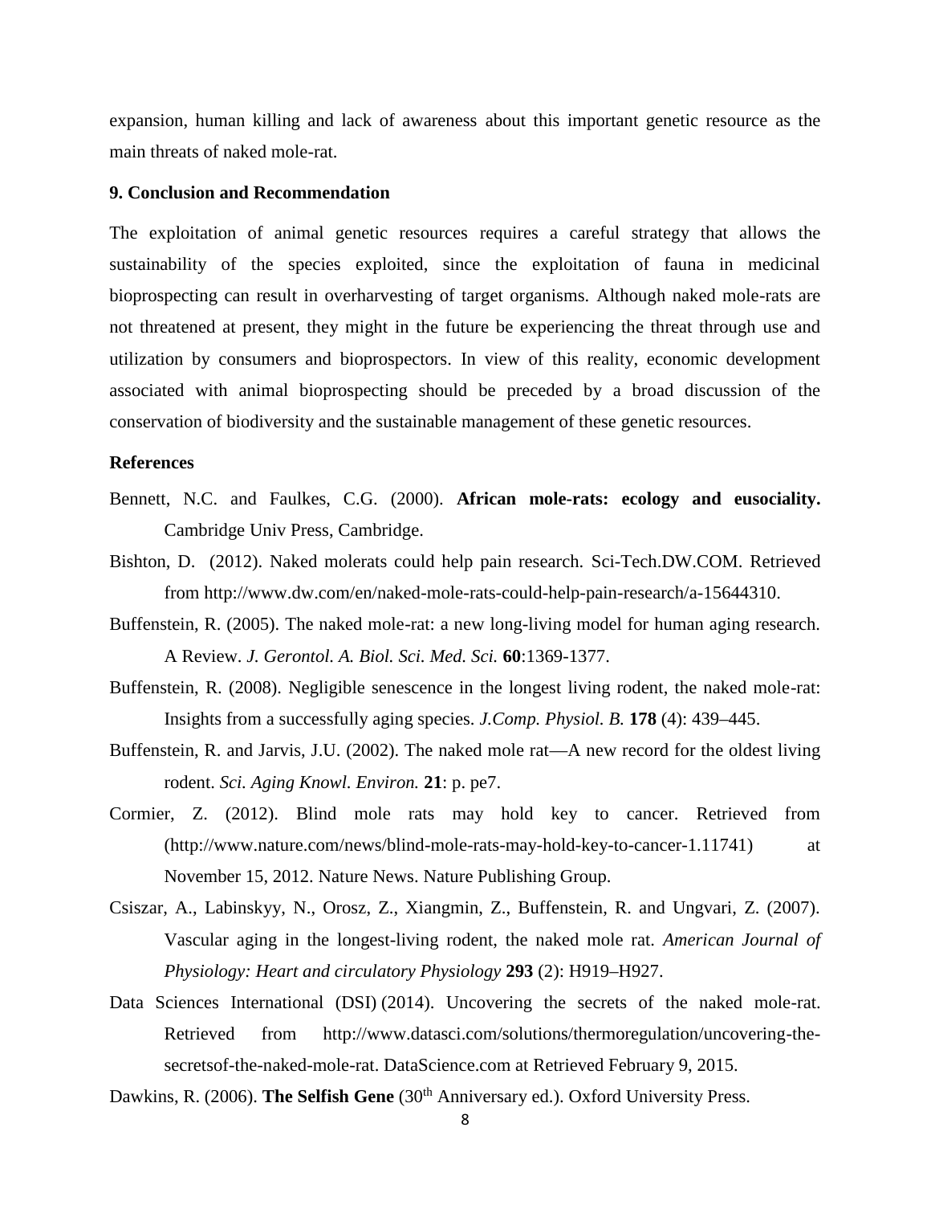expansion, human killing and lack of awareness about this important genetic resource as the main threats of naked mole-rat.

### 9. Conclusion and Recommendation

The exploitation of animal genetic resources requires a careful strategy that allows the sustainability of the species exploited, since the exploitation of fauna in medicinal bioprospecting can result in overharvesting of target organisms. Although naked mole-rats are not threatened at present, they might in the future be experiencing the threat through use and utilization by consumers and bioprospectors. In view of this reality, economic development associated with animal bioprospecting should be preceded by a broad discussion of the conservation of biodiversity and the sustainable management of these genetic resources.

### References

Bennett, N.C. and Faulkes, C.G. (2000). **African mole-rats: ecology and eusociality.** Cambridge Univ Press, Cambridge.

Bishton, D. (2012). Naked molerats could help pain research. Sci-Tech.DW.COM. Retrieved from http://www.dw.com/en/naked-mole-rats-could-help-pain-research/a-15644310.

Buffenstein, R. (2005). The naked mole-rat: a new long-living model for human aging research. A Review. *J. Gerontol. A. Biol. Sci. Med. Sci.* **60**:1369-1377.

Buffenstein, R. (2008). Negligible senescence in the longest living rodent, the naked mole-rat: Insights from a successfully aging species. *J.Comp. Physiol. B.* **178** (4): 439–445.

Buffenstein, R. and Jarvis, J.U. (2002). The naked mole rat—A new record for the oldest living rodent. *Sci. Aging Knowl. Environ.* **21**: p. pe7.

Cormier, Z. (2012). Blind mole rats may hold key to cancer. Retrieved from (http://www.nature.com/news/blind-mole-rats-may-hold-key-to-cancer-1.11741) at November 15, 2012. Nature News. Nature Publishing Group.

Csiszar, A., Labinskyy, N., Orosz, Z., Xiangmin, Z., Buffenstein, R. and Ungvari, Z. (2007). Vascular aging in the longest-living rodent, the naked mole rat. *American Journal of Physiology: Heart and circulatory Physiology* **293** (2): H919–H927.

Data Sciences International (DSI) (2014). Uncovering the secrets of the naked mole-rat. Retrieved from http://www.datasci.com/solutions/thermoregulation/uncovering-the-secretsof-the-naked-mole-rat. DataScience.com at Retrieved February 9, 2015.

Dawkins, R. (2006). **The Selfish Gene** (30th Anniversary ed.). Oxford University Press.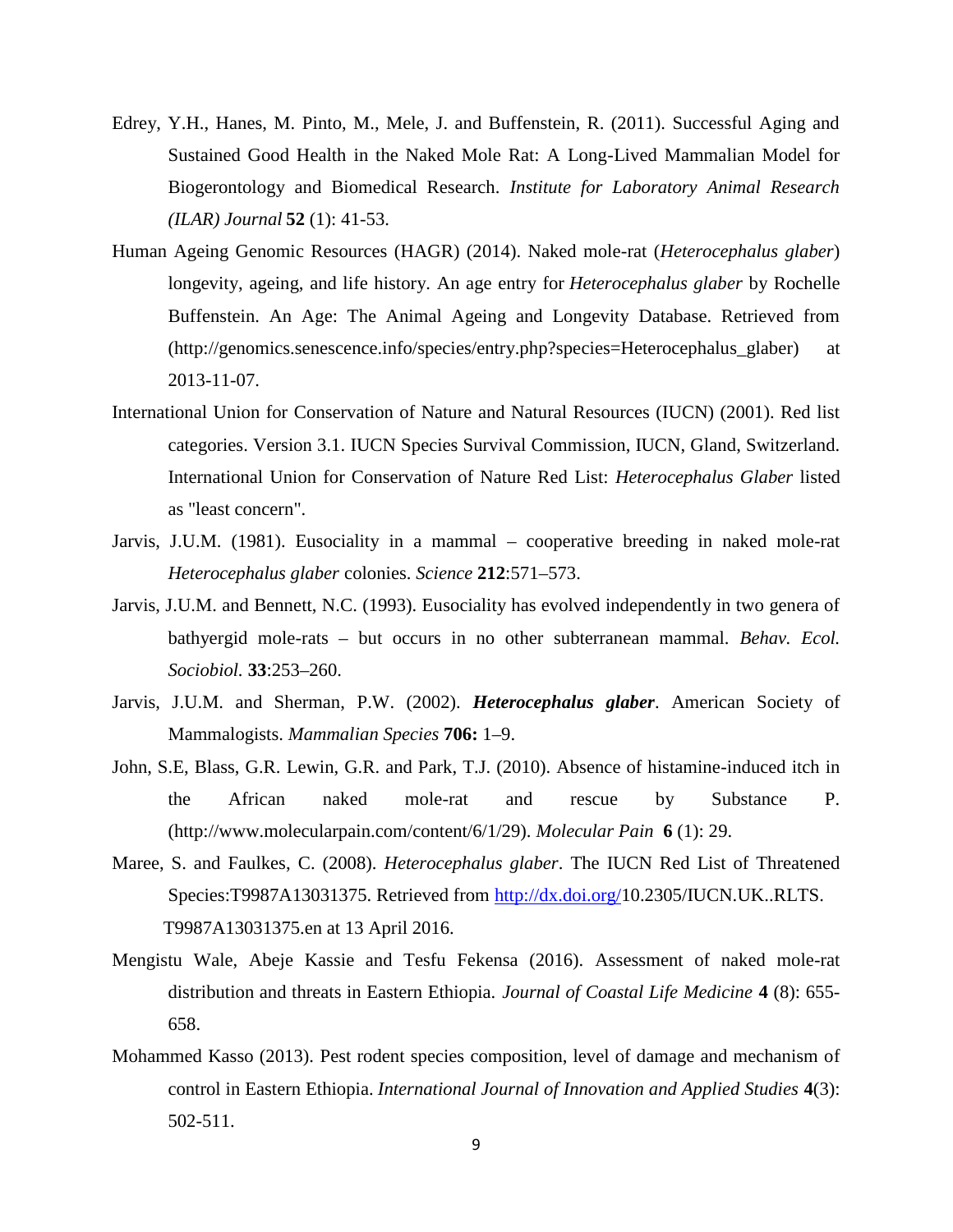Edrey, Y.H., Hanes, M. Pinto, M., Mele, J. and Buffenstein, R. (2011). Successful Aging and Sustained Good Health in the Naked Mole Rat: A Long-Lived Mammalian Model for Biogerontology and Biomedical Research. *Institute for Laboratory Animal Research (ILAR) Journal* **52** (1): 41-53.

Human Ageing Genomic Resources (HAGR) (2014). Naked mole-rat (*Heterocephalus glaber*) longevity, ageing, and life history. An age entry for *Heterocephalus glaber* by Rochelle Buffenstein. An Age: The Animal Ageing and Longevity Database. Retrieved from (http://genomics.senescence.info/species/entry.php?species=Heterocephalus_glaber) at 2013-11-07.

International Union for Conservation of Nature and Natural Resources (IUCN) (2001). Red list categories. Version 3.1. IUCN Species Survival Commission, IUCN, Gland, Switzerland. International Union for Conservation of Nature Red List: *Heterocephalus Glaber* listed as "least concern".

Jarvis, J.U.M. (1981). Eusociality in a mammal – cooperative breeding in naked mole-rat *Heterocephalus glaber* colonies. *Science* **212**:571–573.

Jarvis, J.U.M. and Bennett, N.C. (1993). Eusociality has evolved independently in two genera of bathyergid mole-rats – but occurs in no other subterranean mammal. *Behav. Ecol. Sociobiol.* **33**:253–260.

Jarvis, J.U.M. and Sherman, P.W. (2002). ***Heterocephalus glaber***. American Society of Mammalogists. *Mammalian Species* **706:** 1–9.

John, S.E, Blass, G.R. Lewin, G.R. and Park, T.J. (2010). Absence of histamine-induced itch in the African naked mole-rat and rescue by Substance P. (http://www.molecularpain.com/content/6/1/29). *Molecular Pain* **6** (1): 29.

Maree, S. and Faulkes, C. (2008). *Heterocephalus glaber*. The IUCN Red List of Threatened Species:T9987A13031375. Retrieved from http://dx.doi.org/10.2305/IUCN.UK..RLTS. T9987A13031375.en at 13 April 2016.

Mengistu Wale, Abeje Kassie and Tesfu Fekensa (2016). Assessment of naked mole-rat distribution and threats in Eastern Ethiopia. *Journal of Coastal Life Medicine* **4** (8): 655-658.

Mohammed Kasso (2013). Pest rodent species composition, level of damage and mechanism of control in Eastern Ethiopia. *International Journal of Innovation and Applied Studies* **4**(3): 502-511.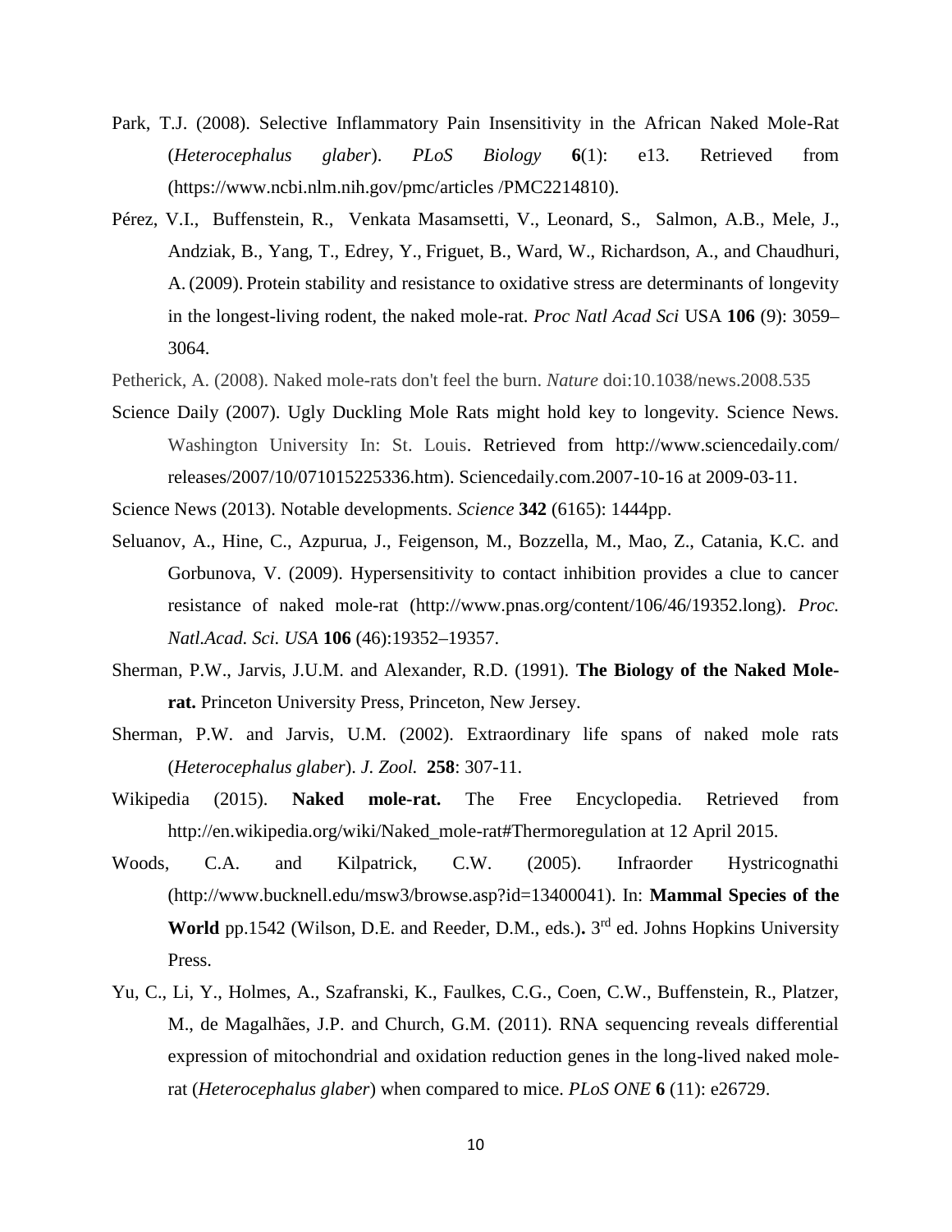Park, T.J. (2008). Selective Inflammatory Pain Insensitivity in the African Naked Mole-Rat (*Heterocephalus glaber*). *PLoS Biology* **6**(1): e13. Retrieved from (https://www.ncbi.nlm.nih.gov/pmc/articles /PMC2214810).

Pérez, V.I., Buffenstein, R., Venkata Masamsetti, V., Leonard, S., Salmon, A.B., Mele, J., Andziak, B., Yang, T., Edrey, Y., Friguet, B., Ward, W., Richardson, A., and Chaudhuri, A. (2009). Protein stability and resistance to oxidative stress are determinants of longevity in the longest-living rodent, the naked mole-rat. *Proc Natl Acad Sci* USA **106** (9): 3059–3064.

Petherick, A. (2008). Naked mole-rats don't feel the burn. *Nature* doi:10.1038/news.2008.535

Science Daily (2007). Ugly Duckling Mole Rats might hold key to longevity. Science News. Washington University In: St. Louis. Retrieved from http://www.sciencedaily.com/ releases/2007/10/071015225336.htm). Sciencedaily.com.2007-10-16 at 2009-03-11.

Science News (2013). Notable developments. *Science* **342** (6165): 1444pp.

Seluanov, A., Hine, C., Azpurua, J., Feigenson, M., Bozzella, M., Mao, Z., Catania, K.C. and Gorbunova, V. (2009). Hypersensitivity to contact inhibition provides a clue to cancer resistance of naked mole-rat (http://www.pnas.org/content/106/46/19352.long). *Proc. Natl.Acad. Sci. USA* **106** (46):19352–19357.

Sherman, P.W., Jarvis, J.U.M. and Alexander, R.D. (1991). **The Biology of the Naked Mole-rat.** Princeton University Press, Princeton, New Jersey.

Sherman, P.W. and Jarvis, U.M. (2002). Extraordinary life spans of naked mole rats (*Heterocephalus glaber*). *J. Zool.* **258**: 307-11.

Wikipedia (2015). **Naked mole-rat.** The Free Encyclopedia. Retrieved from http://en.wikipedia.org/wiki/Naked_mole-rat#Thermoregulation at 12 April 2015.

Woods, C.A. and Kilpatrick, C.W. (2005). Infraorder Hystricognathi (http://www.bucknell.edu/msw3/browse.asp?id=13400041). In: **Mammal Species of the World** pp.1542 (Wilson, D.E. and Reeder, D.M., eds.)**.** 3rd ed. Johns Hopkins University Press.

Yu, C., Li, Y., Holmes, A., Szafranski, K., Faulkes, C.G., Coen, C.W., Buffenstein, R., Platzer, M., de Magalhães, J.P. and Church, G.M. (2011). RNA sequencing reveals differential expression of mitochondrial and oxidation reduction genes in the long-lived naked mole-rat (*Heterocephalus glaber*) when compared to mice. *PLoS ONE* **6** (11): e26729.